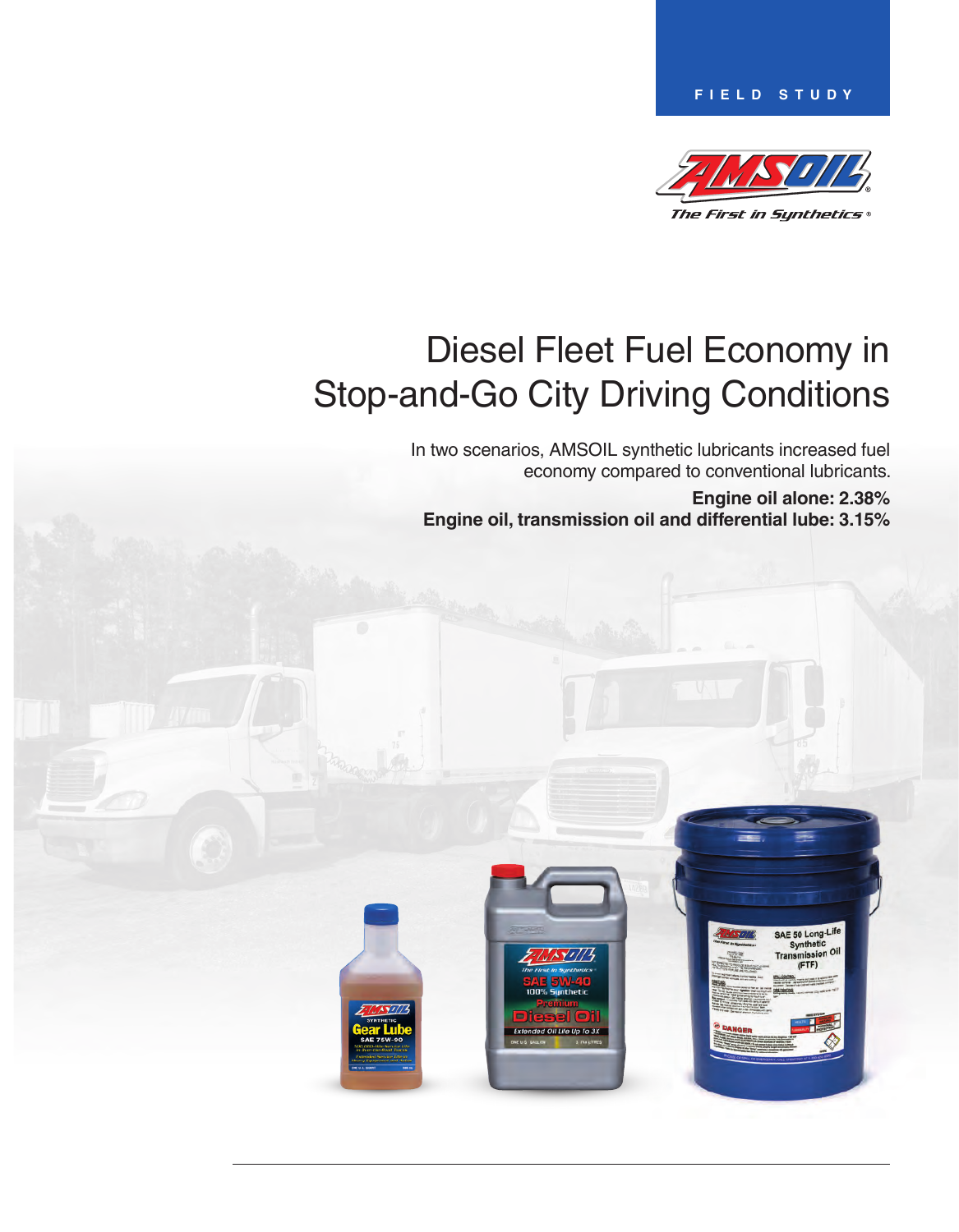FIELD STUDY

# Diesel Fleet Fuel Economy in Stop-and-Go City Driving Conditions

In two scenarios, AMSOIL synthetic lubricants increased fuel economy compared to conventional lubricants.

**Engine oil alone: 2.38%**

**Engine oil, transmission oil and differential lube: 3.15%**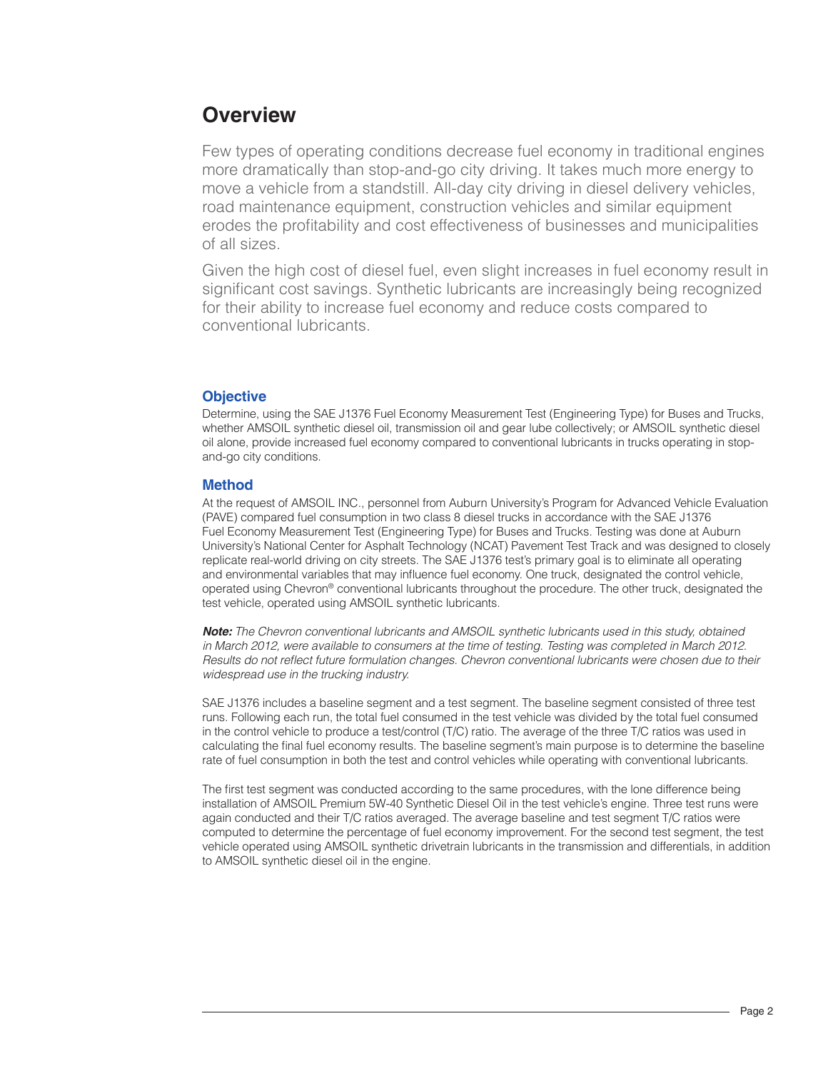# Overview

Few types of operating conditions decrease fuel economy in traditional engines more dramatically than stop-and-go city driving. It takes much more energy to move a vehicle from a standstill. All-day city driving in diesel delivery vehicles, road maintenance equipment, construction vehicles and similar equipment erodes the profitability and cost effectiveness of businesses and municipalities of all sizes.

Given the high cost of diesel fuel, even slight increases in fuel economy result in significant cost savings. Synthetic lubricants are increasingly being recognized for their ability to increase fuel economy and reduce costs compared to conventional lubricants.

## Objective

Determine, using the SAE J1376 Fuel Economy Measurement Test (Engineering Type) for Buses and Trucks, whether AMSOIL synthetic diesel oil, transmission oil and gear lube collectively; or AMSOIL synthetic diesel oil alone, provide increased fuel economy compared to conventional lubricants in trucks operating in stop-and-go city conditions.

## Method

At the request of AMSOIL INC., personnel from Auburn University's Program for Advanced Vehicle Evaluation (PAVE) compared fuel consumption in two class 8 diesel trucks in accordance with the SAE J1376 Fuel Economy Measurement Test (Engineering Type) for Buses and Trucks. Testing was done at Auburn University's National Center for Asphalt Technology (NCAT) Pavement Test Track and was designed to closely replicate real-world driving on city streets. The SAE J1376 test's primary goal is to eliminate all operating and environmental variables that may influence fuel economy. One truck, designated the control vehicle, operated using Chevron® conventional lubricants throughout the procedure. The other truck, designated the test vehicle, operated using AMSOIL synthetic lubricants.

***Note:*** *The Chevron conventional lubricants and AMSOIL synthetic lubricants used in this study, obtained in March 2012, were available to consumers at the time of testing. Testing was completed in March 2012. Results do not reflect future formulation changes. Chevron conventional lubricants were chosen due to their widespread use in the trucking industry.*

SAE J1376 includes a baseline segment and a test segment. The baseline segment consisted of three test runs. Following each run, the total fuel consumed in the test vehicle was divided by the total fuel consumed in the control vehicle to produce a test/control (T/C) ratio. The average of the three T/C ratios was used in calculating the final fuel economy results. The baseline segment's main purpose is to determine the baseline rate of fuel consumption in both the test and control vehicles while operating with conventional lubricants.

The first test segment was conducted according to the same procedures, with the lone difference being installation of AMSOIL Premium 5W-40 Synthetic Diesel Oil in the test vehicle's engine. Three test runs were again conducted and their T/C ratios averaged. The average baseline and test segment T/C ratios were computed to determine the percentage of fuel economy improvement. For the second test segment, the test vehicle operated using AMSOIL synthetic drivetrain lubricants in the transmission and differentials, in addition to AMSOIL synthetic diesel oil in the engine.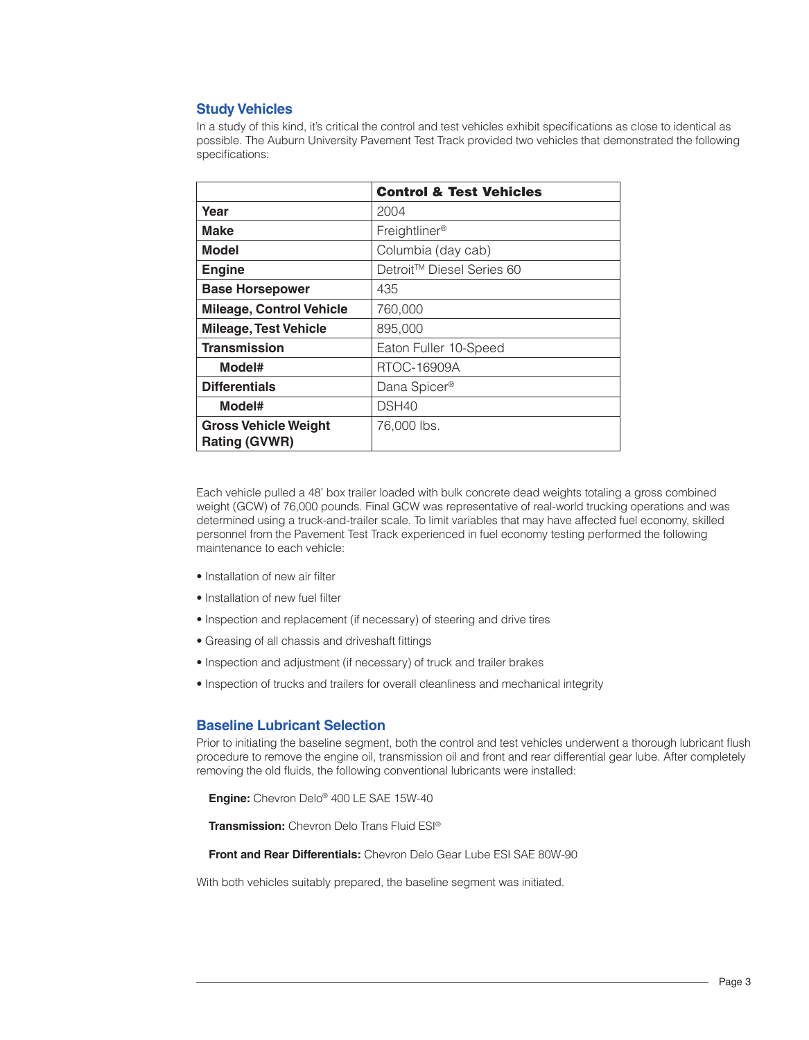## Study Vehicles

In a study of this kind, it's critical the control and test vehicles exhibit specifications as close to identical as possible. The Auburn University Pavement Test Track provided two vehicles that demonstrated the following specifications:

| | Control & Test Vehicles |
|---|---|
| **Year** | 2004 |
| **Make** | Freightliner® |
| **Model** | Columbia (day cab) |
| **Engine** | Detroit™ Diesel Series 60 |
| **Base Horsepower** | 435 |
| **Mileage, Control Vehicle** | 760,000 |
| **Mileage, Test Vehicle** | 895,000 |
| **Transmission** | Eaton Fuller 10-Speed |
| **Model#** | RTOC-16909A |
| **Differentials** | Dana Spicer® |
| **Model#** | DSH40 |
| **Gross Vehicle Weight Rating (GVWR)** | 76,000 lbs. |

Each vehicle pulled a 48' box trailer loaded with bulk concrete dead weights totaling a gross combined weight (GCW) of 76,000 pounds. Final GCW was representative of real-world trucking operations and was determined using a truck-and-trailer scale. To limit variables that may have affected fuel economy, skilled personnel from the Pavement Test Track experienced in fuel economy testing performed the following maintenance to each vehicle:

- Installation of new air filter
- Installation of new fuel filter
- Inspection and replacement (if necessary) of steering and drive tires
- Greasing of all chassis and driveshaft fittings
- Inspection and adjustment (if necessary) of truck and trailer brakes
- Inspection of trucks and trailers for overall cleanliness and mechanical integrity

## Baseline Lubricant Selection

Prior to initiating the baseline segment, both the control and test vehicles underwent a thorough lubricant flush procedure to remove the engine oil, transmission oil and front and rear differential gear lube. After completely removing the old fluids, the following conventional lubricants were installed:

**Engine:** Chevron Delo® 400 LE SAE 15W-40

**Transmission:** Chevron Delo Trans Fluid ESI®

**Front and Rear Differentials:** Chevron Delo Gear Lube ESI SAE 80W-90

With both vehicles suitably prepared, the baseline segment was initiated.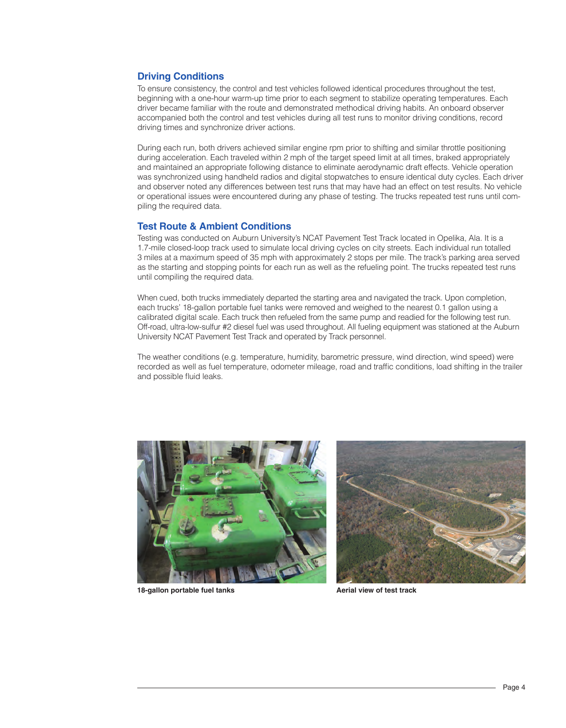## Driving Conditions

To ensure consistency, the control and test vehicles followed identical procedures throughout the test, beginning with a one-hour warm-up time prior to each segment to stabilize operating temperatures. Each driver became familiar with the route and demonstrated methodical driving habits. An onboard observer accompanied both the control and test vehicles during all test runs to monitor driving conditions, record driving times and synchronize driver actions.

During each run, both drivers achieved similar engine rpm prior to shifting and similar throttle positioning during acceleration. Each traveled within 2 mph of the target speed limit at all times, braked appropriately and maintained an appropriate following distance to eliminate aerodynamic draft effects. Vehicle operation was synchronized using handheld radios and digital stopwatches to ensure identical duty cycles. Each driver and observer noted any differences between test runs that may have had an effect on test results. No vehicle or operational issues were encountered during any phase of testing. The trucks repeated test runs until compiling the required data.

## Test Route & Ambient Conditions

Testing was conducted on Auburn University's NCAT Pavement Test Track located in Opelika, Ala. It is a 1.7-mile closed-loop track used to simulate local driving cycles on city streets. Each individual run totalled 3 miles at a maximum speed of 35 mph with approximately 2 stops per mile. The track's parking area served as the starting and stopping points for each run as well as the refueling point. The trucks repeated test runs until compiling the required data.

When cued, both trucks immediately departed the starting area and navigated the track. Upon completion, each trucks' 18-gallon portable fuel tanks were removed and weighed to the nearest 0.1 gallon using a calibrated digital scale. Each truck then refueled from the same pump and readied for the following test run. Off-road, ultra-low-sulfur #2 diesel fuel was used throughout. All fueling equipment was stationed at the Auburn University NCAT Pavement Test Track and operated by Track personnel.

The weather conditions (e.g. temperature, humidity, barometric pressure, wind direction, wind speed) were recorded as well as fuel temperature, odometer mileage, road and traffic conditions, load shifting in the trailer and possible fluid leaks.

**18-gallon portable fuel tanks**

**Aerial view of test track**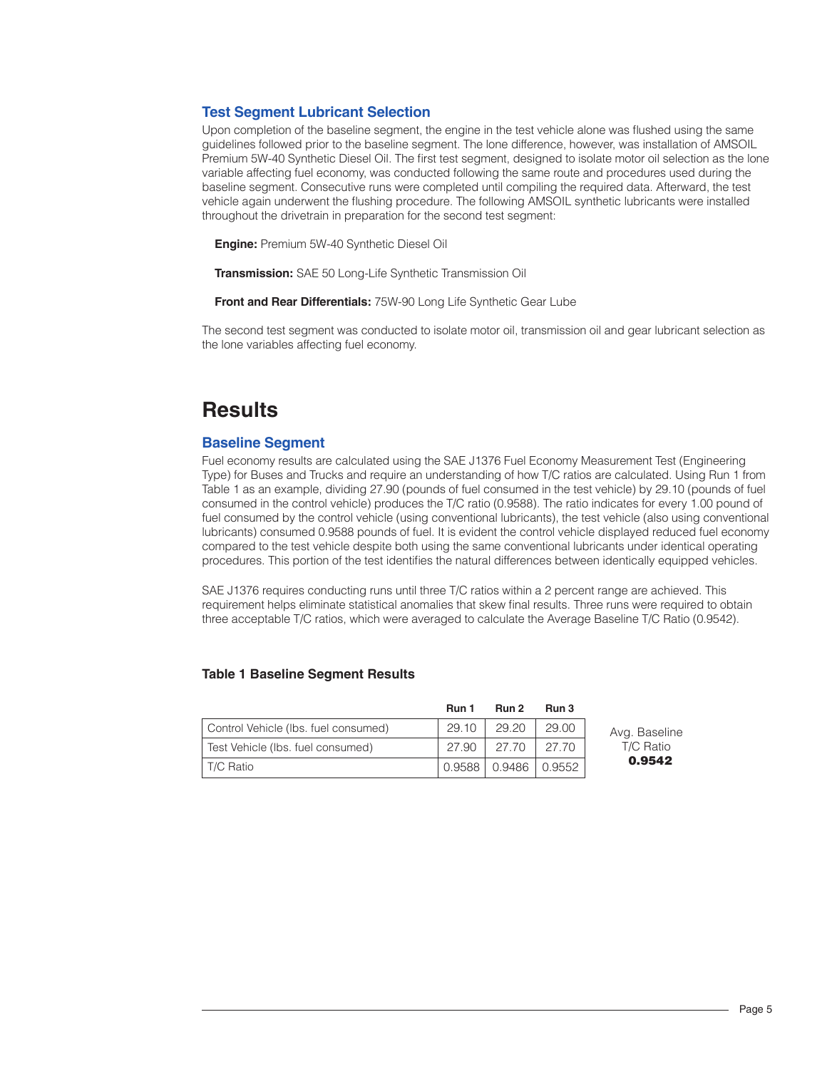### Test Segment Lubricant Selection

Upon completion of the baseline segment, the engine in the test vehicle alone was flushed using the same guidelines followed prior to the baseline segment. The lone difference, however, was installation of AMSOIL Premium 5W-40 Synthetic Diesel Oil. The first test segment, designed to isolate motor oil selection as the lone variable affecting fuel economy, was conducted following the same route and procedures used during the baseline segment. Consecutive runs were completed until compiling the required data. Afterward, the test vehicle again underwent the flushing procedure. The following AMSOIL synthetic lubricants were installed throughout the drivetrain in preparation for the second test segment:

**Engine:** Premium 5W-40 Synthetic Diesel Oil

**Transmission:** SAE 50 Long-Life Synthetic Transmission Oil

**Front and Rear Differentials:** 75W-90 Long Life Synthetic Gear Lube

The second test segment was conducted to isolate motor oil, transmission oil and gear lubricant selection as the lone variables affecting fuel economy.

## Results

### Baseline Segment

Fuel economy results are calculated using the SAE J1376 Fuel Economy Measurement Test (Engineering Type) for Buses and Trucks and require an understanding of how T/C ratios are calculated. Using Run 1 from Table 1 as an example, dividing 27.90 (pounds of fuel consumed in the test vehicle) by 29.10 (pounds of fuel consumed in the control vehicle) produces the T/C ratio (0.9588). The ratio indicates for every 1.00 pound of fuel consumed by the control vehicle (using conventional lubricants), the test vehicle (also using conventional lubricants) consumed 0.9588 pounds of fuel. It is evident the control vehicle displayed reduced fuel economy compared to the test vehicle despite both using the same conventional lubricants under identical operating procedures. This portion of the test identifies the natural differences between identically equipped vehicles.

SAE J1376 requires conducting runs until three T/C ratios within a 2 percent range are achieved. This requirement helps eliminate statistical anomalies that skew final results. Three runs were required to obtain three acceptable T/C ratios, which were averaged to calculate the Average Baseline T/C Ratio (0.9542).

**Table 1 Baseline Segment Results**

| | Run 1 | Run 2 | Run 3 |
|---|---|---|---|
| Control Vehicle (lbs. fuel consumed) | 29.10 | 29.20 | 29.00 |
| Test Vehicle (lbs. fuel consumed) | 27.90 | 27.70 | 27.70 |
| T/C Ratio | 0.9588 | 0.9486 | 0.9552 |

Avg. Baseline T/C Ratio **0.9542**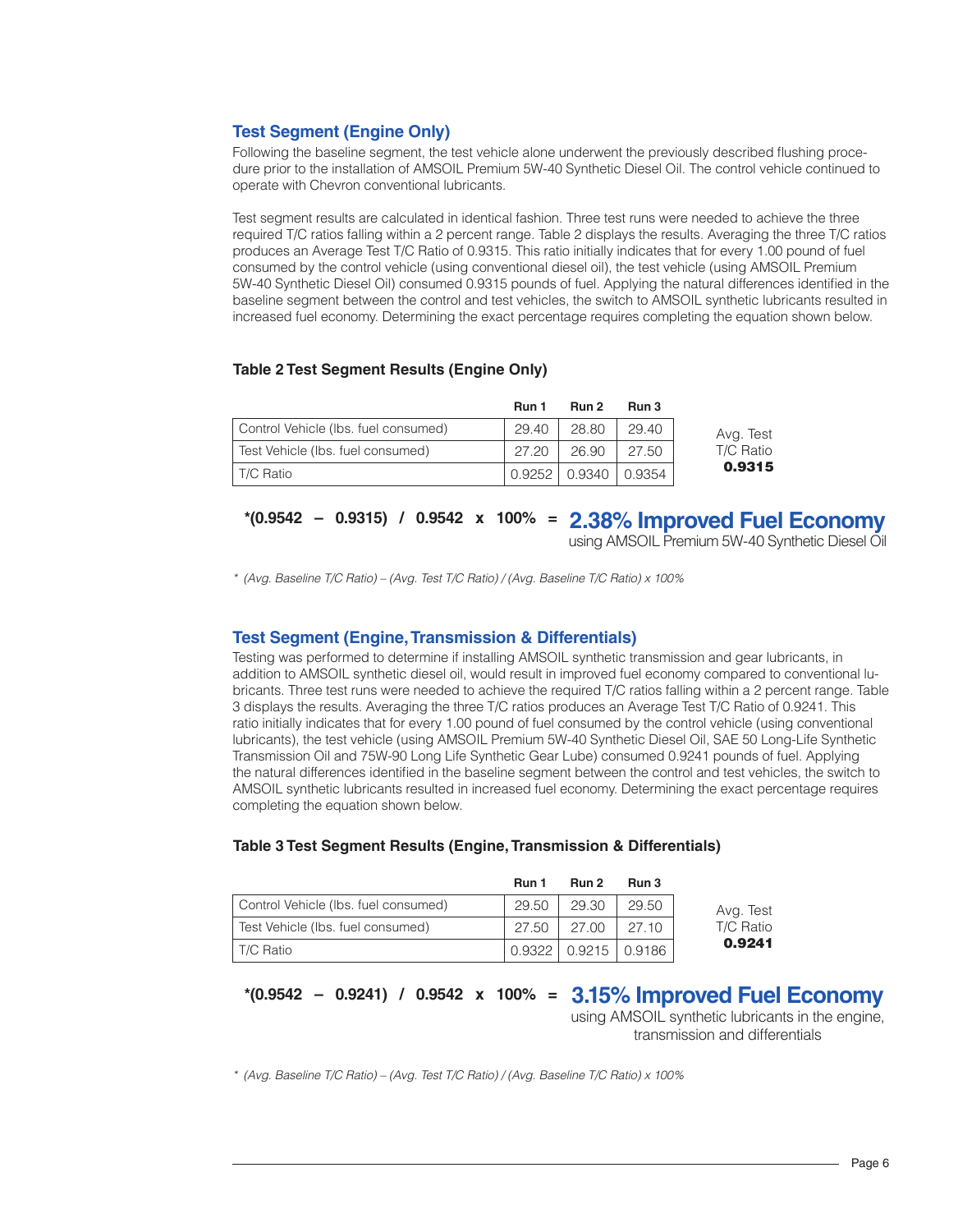## Test Segment (Engine Only)

Following the baseline segment, the test vehicle alone underwent the previously described flushing procedure prior to the installation of AMSOIL Premium 5W-40 Synthetic Diesel Oil. The control vehicle continued to operate with Chevron conventional lubricants.

Test segment results are calculated in identical fashion. Three test runs were needed to achieve the three required T/C ratios falling within a 2 percent range. Table 2 displays the results. Averaging the three T/C ratios produces an Average Test T/C Ratio of 0.9315. This ratio initially indicates that for every 1.00 pound of fuel consumed by the control vehicle (using conventional diesel oil), the test vehicle (using AMSOIL Premium 5W-40 Synthetic Diesel Oil) consumed 0.9315 pounds of fuel. Applying the natural differences identified in the baseline segment between the control and test vehicles, the switch to AMSOIL synthetic lubricants resulted in increased fuel economy. Determining the exact percentage requires completing the equation shown below.

**Table 2 Test Segment Results (Engine Only)**

| | Run 1 | Run 2 | Run 3 |
|---|---|---|---|
| Control Vehicle (lbs. fuel consumed) | 29.40 | 28.80 | 29.40 |
| Test Vehicle (lbs. fuel consumed) | 27.20 | 26.90 | 27.50 |
| T/C Ratio | 0.9252 | 0.9340 | 0.9354 |

Avg. Test T/C Ratio **0.9315**

**\*(0.9542 – 0.9315) / 0.9542 x 100% = 2.38% Improved Fuel Economy**
using AMSOIL Premium 5W-40 Synthetic Diesel Oil

*\* (Avg. Baseline T/C Ratio) – (Avg. Test T/C Ratio) / (Avg. Baseline T/C Ratio) x 100%*

## Test Segment (Engine, Transmission & Differentials)

Testing was performed to determine if installing AMSOIL synthetic transmission and gear lubricants, in addition to AMSOIL synthetic diesel oil, would result in improved fuel economy compared to conventional lubricants. Three test runs were needed to achieve the required T/C ratios falling within a 2 percent range. Table 3 displays the results. Averaging the three T/C ratios produces an Average Test T/C Ratio of 0.9241. This ratio initially indicates that for every 1.00 pound of fuel consumed by the control vehicle (using conventional lubricants), the test vehicle (using AMSOIL Premium 5W-40 Synthetic Diesel Oil, SAE 50 Long-Life Synthetic Transmission Oil and 75W-90 Long Life Synthetic Gear Lube) consumed 0.9241 pounds of fuel. Applying the natural differences identified in the baseline segment between the control and test vehicles, the switch to AMSOIL synthetic lubricants resulted in increased fuel economy. Determining the exact percentage requires completing the equation shown below.

**Table 3 Test Segment Results (Engine, Transmission & Differentials)**

| | Run 1 | Run 2 | Run 3 |
|---|---|---|---|
| Control Vehicle (lbs. fuel consumed) | 29.50 | 29.30 | 29.50 |
| Test Vehicle (lbs. fuel consumed) | 27.50 | 27.00 | 27.10 |
| T/C Ratio | 0.9322 | 0.9215 | 0.9186 |

Avg. Test T/C Ratio **0.9241**

**\*(0.9542 – 0.9241) / 0.9542 x 100% = 3.15% Improved Fuel Economy**
using AMSOIL synthetic lubricants in the engine, transmission and differentials

*\* (Avg. Baseline T/C Ratio) – (Avg. Test T/C Ratio) / (Avg. Baseline T/C Ratio) x 100%*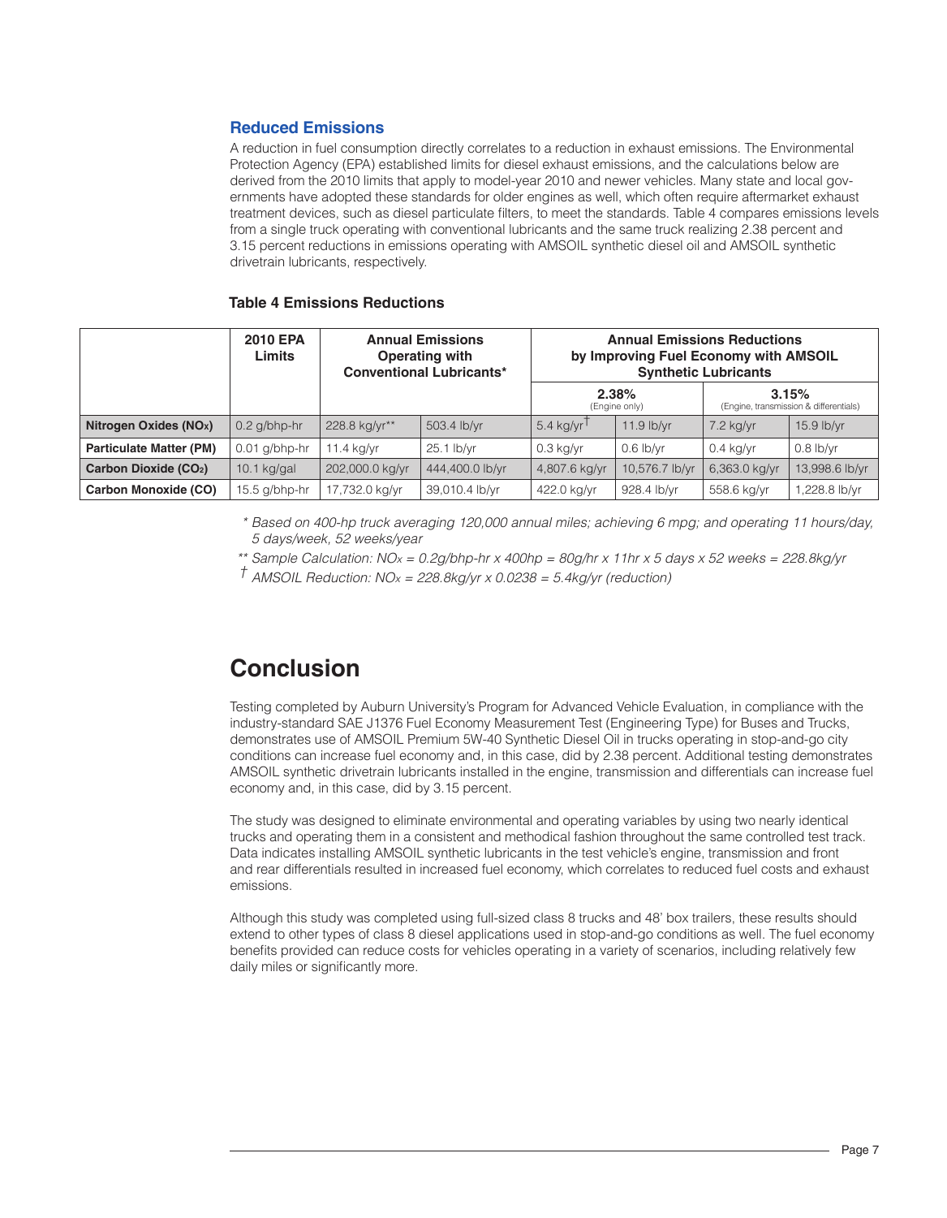### Reduced Emissions

A reduction in fuel consumption directly correlates to a reduction in exhaust emissions. The Environmental Protection Agency (EPA) established limits for diesel exhaust emissions, and the calculations below are derived from the 2010 limits that apply to model-year 2010 and newer vehicles. Many state and local governments have adopted these standards for older engines as well, which often require aftermarket exhaust treatment devices, such as diesel particulate filters, to meet the standards. Table 4 compares emissions levels from a single truck operating with conventional lubricants and the same truck realizing 2.38 percent and 3.15 percent reductions in emissions operating with AMSOIL synthetic diesel oil and AMSOIL synthetic drivetrain lubricants, respectively.

**Table 4 Emissions Reductions**

| | 2010 EPA Limits | Annual Emissions Operating with Conventional Lubricants* | | Annual Emissions Reductions by Improving Fuel Economy with AMSOIL Synthetic Lubricants | | | |
|---|---|---|---|---|---|---|---|
| | | | | 2.38% (Engine only) | | 3.15% (Engine, transmission & differentials) | |
| **Nitrogen Oxides ($NO_x$)** | 0.2 g/bhp-hr | 228.8 kg/yr** | 503.4 lb/yr | 5.4 kg/yr† | 11.9 lb/yr | 7.2 kg/yr | 15.9 lb/yr |
| **Particulate Matter (PM)** | 0.01 g/bhp-hr | 11.4 kg/yr | 25.1 lb/yr | 0.3 kg/yr | 0.6 lb/yr | 0.4 kg/yr | 0.8 lb/yr |
| **Carbon Dioxide ($CO_2$)** | 10.1 kg/gal | 202,000.0 kg/yr | 444,400.0 lb/yr | 4,807.6 kg/yr | 10,576.7 lb/yr | 6,363.0 kg/yr | 13,998.6 lb/yr |
| **Carbon Monoxide (CO)** | 15.5 g/bhp-hr | 17,732.0 kg/yr | 39,010.4 lb/yr | 422.0 kg/yr | 928.4 lb/yr | 558.6 kg/yr | 1,228.8 lb/yr |

*\* Based on 400-hp truck averaging 120,000 annual miles; achieving 6 mpg; and operating 11 hours/day, 5 days/week, 52 weeks/year*

*\*\* Sample Calculation: $NO_x$ = 0.2g/bhp-hr x 400hp = 80g/hr x 11hr x 5 days x 52 weeks = 228.8kg/yr*

*† AMSOIL Reduction: $NO_x$ = 228.8kg/yr x 0.0238 = 5.4kg/yr (reduction)*

## Conclusion

Testing completed by Auburn University's Program for Advanced Vehicle Evaluation, in compliance with the industry-standard SAE J1376 Fuel Economy Measurement Test (Engineering Type) for Buses and Trucks, demonstrates use of AMSOIL Premium 5W-40 Synthetic Diesel Oil in trucks operating in stop-and-go city conditions can increase fuel economy and, in this case, did by 2.38 percent. Additional testing demonstrates AMSOIL synthetic drivetrain lubricants installed in the engine, transmission and differentials can increase fuel economy and, in this case, did by 3.15 percent.

The study was designed to eliminate environmental and operating variables by using two nearly identical trucks and operating them in a consistent and methodical fashion throughout the same controlled test track. Data indicates installing AMSOIL synthetic lubricants in the test vehicle's engine, transmission and front and rear differentials resulted in increased fuel economy, which correlates to reduced fuel costs and exhaust emissions.

Although this study was completed using full-sized class 8 trucks and 48' box trailers, these results should extend to other types of class 8 diesel applications used in stop-and-go conditions as well. The fuel economy benefits provided can reduce costs for vehicles operating in a variety of scenarios, including relatively few daily miles or significantly more.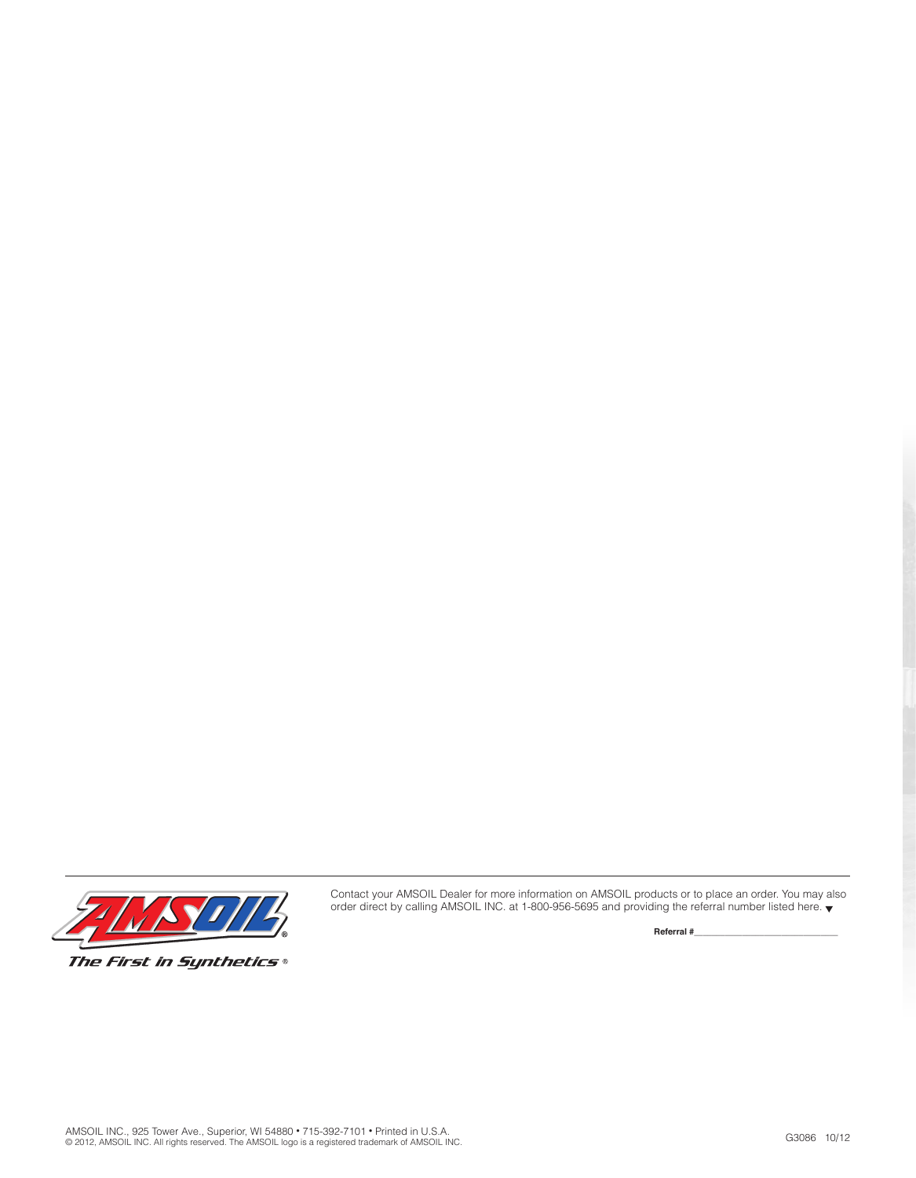AMSOIL

*The First in Synthetics®*

Contact your AMSOIL Dealer for more information on AMSOIL products or to place an order. You may also order direct by calling AMSOIL INC. at 1-800-956-5695 and providing the referral number listed here. ▼

**Referral #**_____________________________

AMSOIL INC., 925 Tower Ave., Superior, WI 54880 • 715-392-7101 • Printed in U.S.A.
© 2012, AMSOIL INC. All rights reserved. The AMSOIL logo is a registered trademark of AMSOIL INC.

G3086 10/12